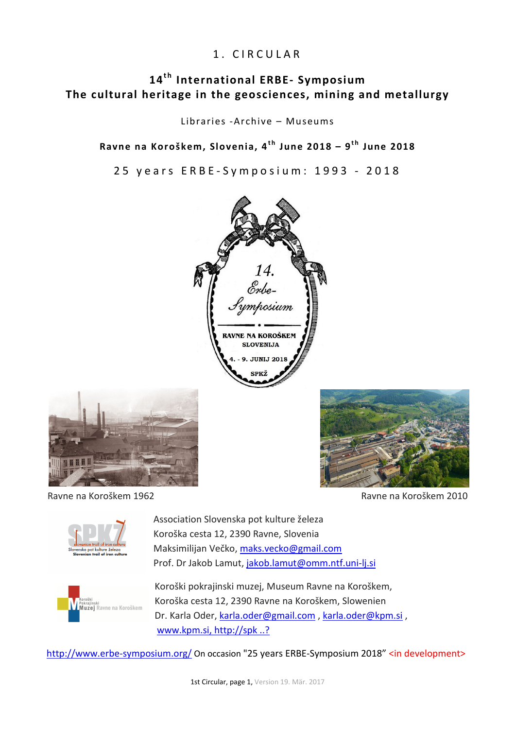# 1. CIRCULAR

## 14th International ERBE- Symposium
## The cultural heritage in the geosciences, mining and metallurgy

Libraries -Archive – Museums

**Ravne na Koroškem, Slovenia, 4th June 2018 – 9th June 2018**

25 years ERBE-Symposium: 1993 - 2018

Ravne na Koroškem 1962

Ravne na Koroškem 2010

Association Slovenska pot kulture železa
Koroška cesta 12, 2390 Ravne, Slovenia
Maksimilijan Večko, maks.vecko@gmail.com
Prof. Dr Jakob Lamut, jakob.lamut@omm.ntf.uni-lj.si

Koroški pokrajinski muzej, Museum Ravne na Koroškem,
Koroška cesta 12, 2390 Ravne na Koroškem, Slowenien
Dr. Karla Oder, karla.oder@gmail.com , karla.oder@kpm.si ,
www.kpm.si, http://spk ..?

http://www.erbe-symposium.org/ On occasion "25 years ERBE-Symposium 2018" <in development>

1st Circular, page 1, Version 19. Mär. 2017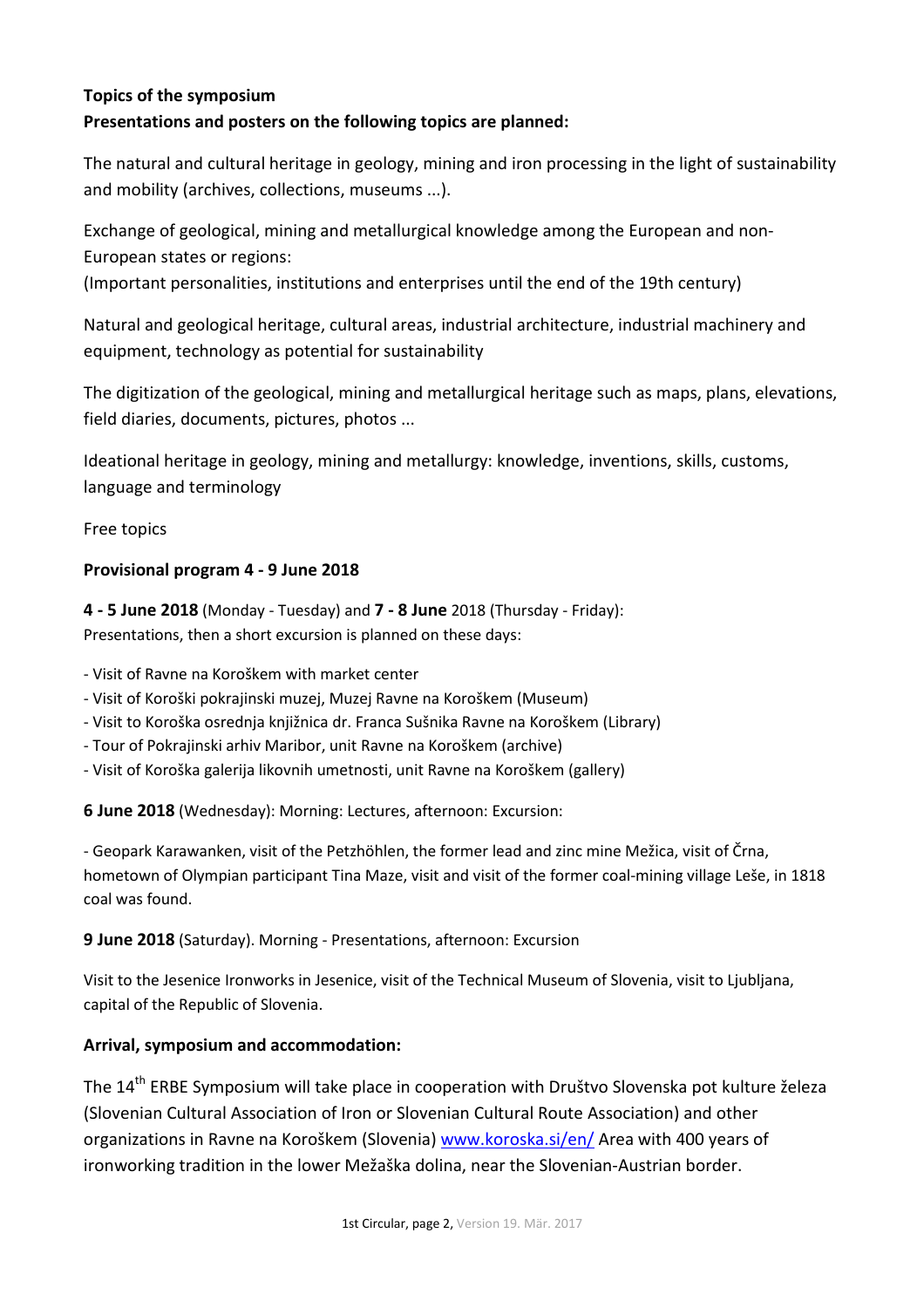**Topics of the symposium**
**Presentations and posters on the following topics are planned:**

The natural and cultural heritage in geology, mining and iron processing in the light of sustainability and mobility (archives, collections, museums ...).

Exchange of geological, mining and metallurgical knowledge among the European and non-European states or regions:
(Important personalities, institutions and enterprises until the end of the 19th century)

Natural and geological heritage, cultural areas, industrial architecture, industrial machinery and equipment, technology as potential for sustainability

The digitization of the geological, mining and metallurgical heritage such as maps, plans, elevations, field diaries, documents, pictures, photos ...

Ideational heritage in geology, mining and metallurgy: knowledge, inventions, skills, customs, language and terminology

Free topics

**Provisional program 4 - 9 June 2018**

**4 - 5 June 2018** (Monday - Tuesday) and **7 - 8 June** 2018 (Thursday - Friday):
Presentations, then a short excursion is planned on these days:

- Visit of Ravne na Koroškem with market center
- Visit of Koroški pokrajinski muzej, Muzej Ravne na Koroškem (Museum)
- Visit to Koroška osrednja knjižnica dr. Franca Sušnika Ravne na Koroškem (Library)
- Tour of Pokrajinski arhiv Maribor, unit Ravne na Koroškem (archive)
- Visit of Koroška galerija likovnih umetnosti, unit Ravne na Koroškem (gallery)

**6 June 2018** (Wednesday): Morning: Lectures, afternoon: Excursion:

- Geopark Karawanken, visit of the Petzhöhlen, the former lead and zinc mine Mežica, visit of Črna, hometown of Olympian participant Tina Maze, visit and visit of the former coal-mining village Leše, in 1818 coal was found.

**9 June 2018** (Saturday). Morning - Presentations, afternoon: Excursion

Visit to the Jesenice Ironworks in Jesenice, visit of the Technical Museum of Slovenia, visit to Ljubljana, capital of the Republic of Slovenia.

**Arrival, symposium and accommodation:**

The 14th ERBE Symposium will take place in cooperation with Društvo Slovenska pot kulture železa (Slovenian Cultural Association of Iron or Slovenian Cultural Route Association) and other organizations in Ravne na Koroškem (Slovenia) www.koroska.si/en/ Area with 400 years of ironworking tradition in the lower Mežaška dolina, near the Slovenian-Austrian border.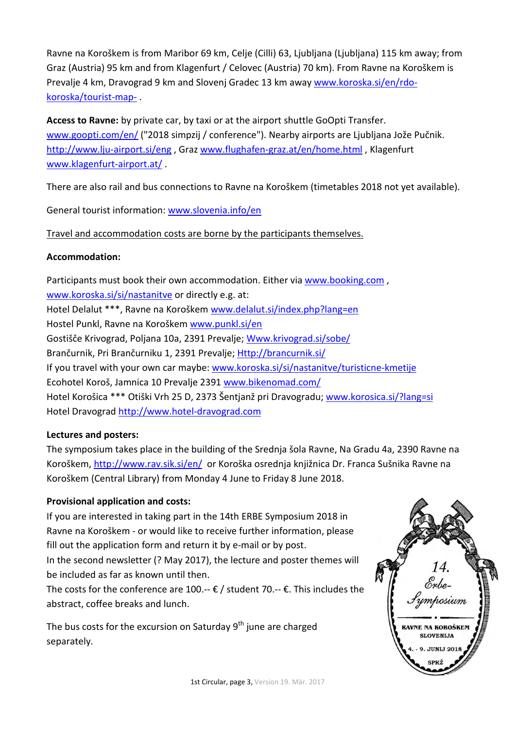Ravne na Koroškem is from Maribor 69 km, Celje (Cilli) 63, Ljubljana (Ljubljana) 115 km away; from Graz (Austria) 95 km and from Klagenfurt / Celovec (Austria) 70 km). From Ravne na Koroškem is Prevalje 4 km, Dravograd 9 km and Slovenj Gradec 13 km away www.koroska.si/en/rdo-koroska/tourist-map- .

**Access to Ravne:** by private car, by taxi or at the airport shuttle GoOpti Transfer. www.goopti.com/en/ ("2018 simpzij / conference"). Nearby airports are Ljubljana Jože Pučnik. http://www.lju-airport.si/eng , Graz www.flughafen-graz.at/en/home.html , Klagenfurt www.klagenfurt-airport.at/ .

There are also rail and bus connections to Ravne na Koroškem (timetables 2018 not yet available).

General tourist information: www.slovenia.info/en

Travel and accommodation costs are borne by the participants themselves.

**Accommodation:**

Participants must book their own accommodation. Either via www.booking.com , www.koroska.si/si/nastanitve or directly e.g. at:
Hotel Delalut ***, Ravne na Koroškem www.delalut.si/index.php?lang=en
Hostel Punkl, Ravne na Koroškem www.punkl.si/en
Gostišče Krivograd, Poljana 10a, 2391 Prevalje; Www.krivograd.si/sobe/
Brančurnik, Pri Brančurniku 1, 2391 Prevalje; Http://brancurnik.si/
If you travel with your own car maybe: www.koroska.si/si/nastanitve/turisticne-kmetije
Ecohotel Koroš, Jamnica 10 Prevalje 2391 www.bikenomad.com/
Hotel Korošica *** Otiški Vrh 25 D, 2373 Šentjanž pri Dravogradu; www.korosica.si/?lang=si
Hotel Dravograd http://www.hotel-dravograd.com

**Lectures and posters:**
The symposium takes place in the building of the Srednja šola Ravne, Na Gradu 4a, 2390 Ravne na Koroškem, http://www.rav.sik.si/en/ or Koroška osrednja knjižnica Dr. Franca Sušnika Ravne na Koroškem (Central Library) from Monday 4 June to Friday 8 June 2018.

**Provisional application and costs:**
If you are interested in taking part in the 14th ERBE Symposium 2018 in Ravne na Koroškem - or would like to receive further information, please fill out the application form and return it by e-mail or by post.
In the second newsletter (? May 2017), the lecture and poster themes will be included as far as known until then.
The costs for the conference are 100.-- € / student 70.-- €. This includes the abstract, coffee breaks and lunch.

The bus costs for the excursion on Saturday 9th june are charged separately.

14. Erbe-Symposium
RAVNE NA KOROŠKEM
SLOVENIJA
4. - 9. JUNIJ 2018
SPKŽ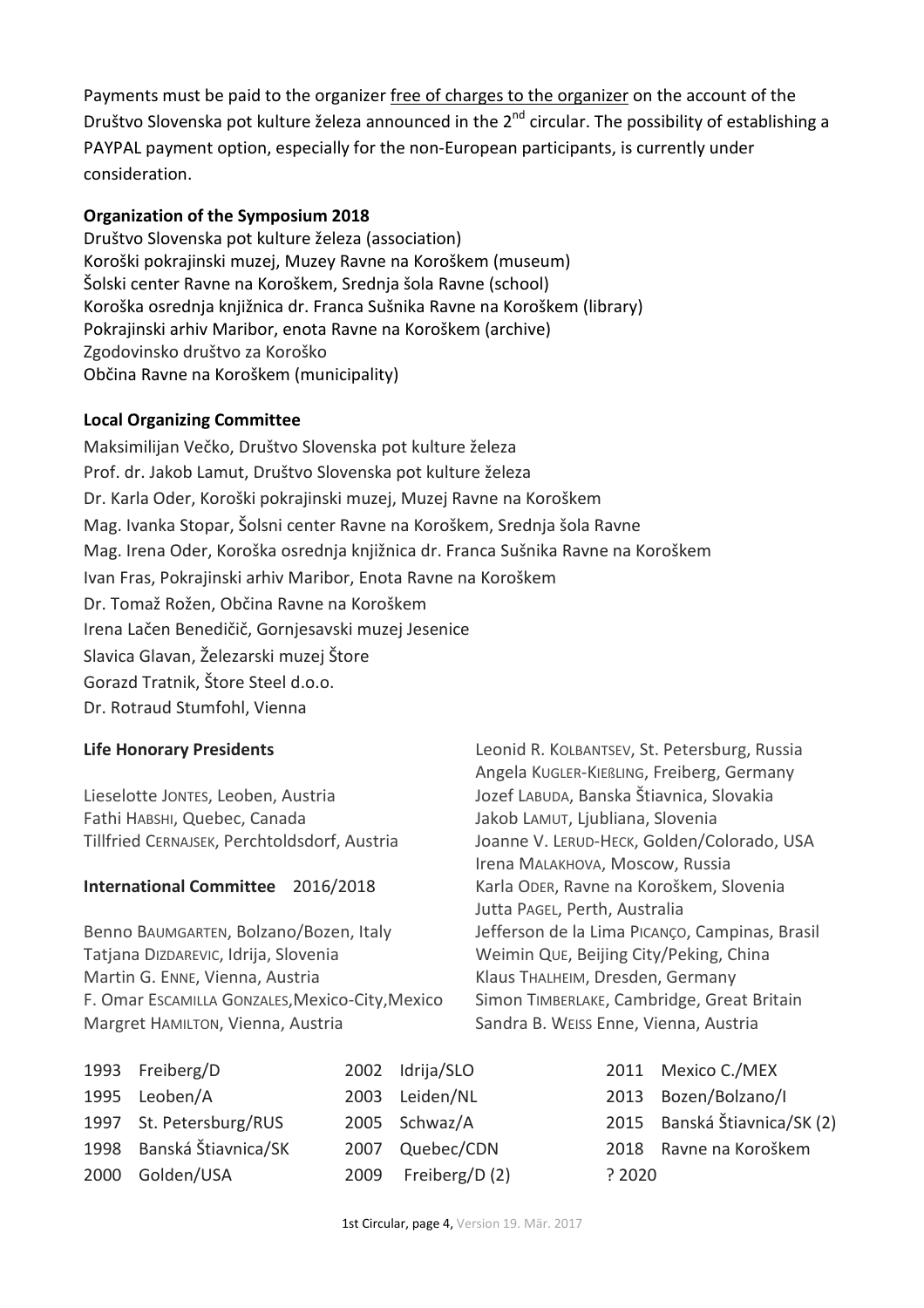Payments must be paid to the organizer <u>free of charges to the organizer</u> on the account of the Društvo Slovenska pot kulture železa announced in the 2[nd] circular. The possibility of establishing a PAYPAL payment option, especially for the non-European participants, is currently under consideration.

**Organization of the Symposium 2018**

Društvo Slovenska pot kulture železa (association)
Koroški pokrajinski muzej, Muzey Ravne na Koroškem (museum)
Šolski center Ravne na Koroškem, Srednja šola Ravne (school)
Koroška osrednja knjižnica dr. Franca Sušnika Ravne na Koroškem (library)
Pokrajinski arhiv Maribor, enota Ravne na Koroškem (archive)
Zgodovinsko društvo za Koroško
Občina Ravne na Koroškem (municipality)

**Local Organizing Committee**

Maksimilijan Večko, Društvo Slovenska pot kulture železa
Prof. dr. Jakob Lamut, Društvo Slovenska pot kulture železa
Dr. Karla Oder, Koroški pokrajinski muzej, Muzej Ravne na Koroškem
Mag. Ivanka Stopar, Šolsni center Ravne na Koroškem, Srednja šola Ravne
Mag. Irena Oder, Koroška osrednja knjižnica dr. Franca Sušnika Ravne na Koroškem
Ivan Fras, Pokrajinski arhiv Maribor, Enota Ravne na Koroškem
Dr. Tomaž Rožen, Občina Ravne na Koroškem
Irena Lačen Benedičič, Gornjesavski muzej Jesenice
Slavica Glavan, Železarski muzej Štore
Gorazd Tratnik, Štore Steel d.o.o.
Dr. Rotraud Stumfohl, Vienna

**Life Honorary Presidents**

Lieselotte JONTES, Leoben, Austria
Fathi HABSHI, Quebec, Canada
Tillfried CERNAJSEK, Perchtoldsdorf, Austria

**International Committee** 2016/2018

Benno BAUMGARTEN, Bolzano/Bozen, Italy
Tatjana DIZDAREVIC, Idrija, Slovenia
Martin G. ENNE, Vienna, Austria
F. Omar ESCAMILLA GONZALES, Mexico-City, Mexico
Margret HAMILTON, Vienna, Austria
Leonid R. KOLBANTSEV, St. Petersburg, Russia
Angela KUGLER-KIEẞLING, Freiberg, Germany
Jozef LABUDA, Banska Štiavnica, Slovakia
Jakob LAMUT, Ljubliana, Slovenia
Joanne V. LERUD-HECK, Golden/Colorado, USA
Irena MALAKHOVA, Moscow, Russia
Karla ODER, Ravne na Koroškem, Slovenia
Jutta PAGEL, Perth, Australia
Jefferson de la Lima PICANÇO, Campinas, Brasil
Weimin QUE, Beijing City/Peking, China
Klaus THALHEIM, Dresden, Germany
Simon TIMBERLAKE, Cambridge, Great Britain
Sandra B. WEISS Enne, Vienna, Austria

| | | | | | |
|---|---|---|---|---|---|
| 1993 | Freiberg/D | 2002 | Idrija/SLO | 2011 | Mexico C./MEX |
| 1995 | Leoben/A | 2003 | Leiden/NL | 2013 | Bozen/Bolzano/I |
| 1997 | St. Petersburg/RUS | 2005 | Schwaz/A | 2015 | Banská Štiavnica/SK (2) |
| 1998 | Banská Štiavnica/SK | 2007 | Quebec/CDN | 2018 | Ravne na Koroškem |
| 2000 | Golden/USA | 2009 | Freiberg/D (2) | ? 2020 | |

1st Circular, page 4, Version 19. Mär. 2017